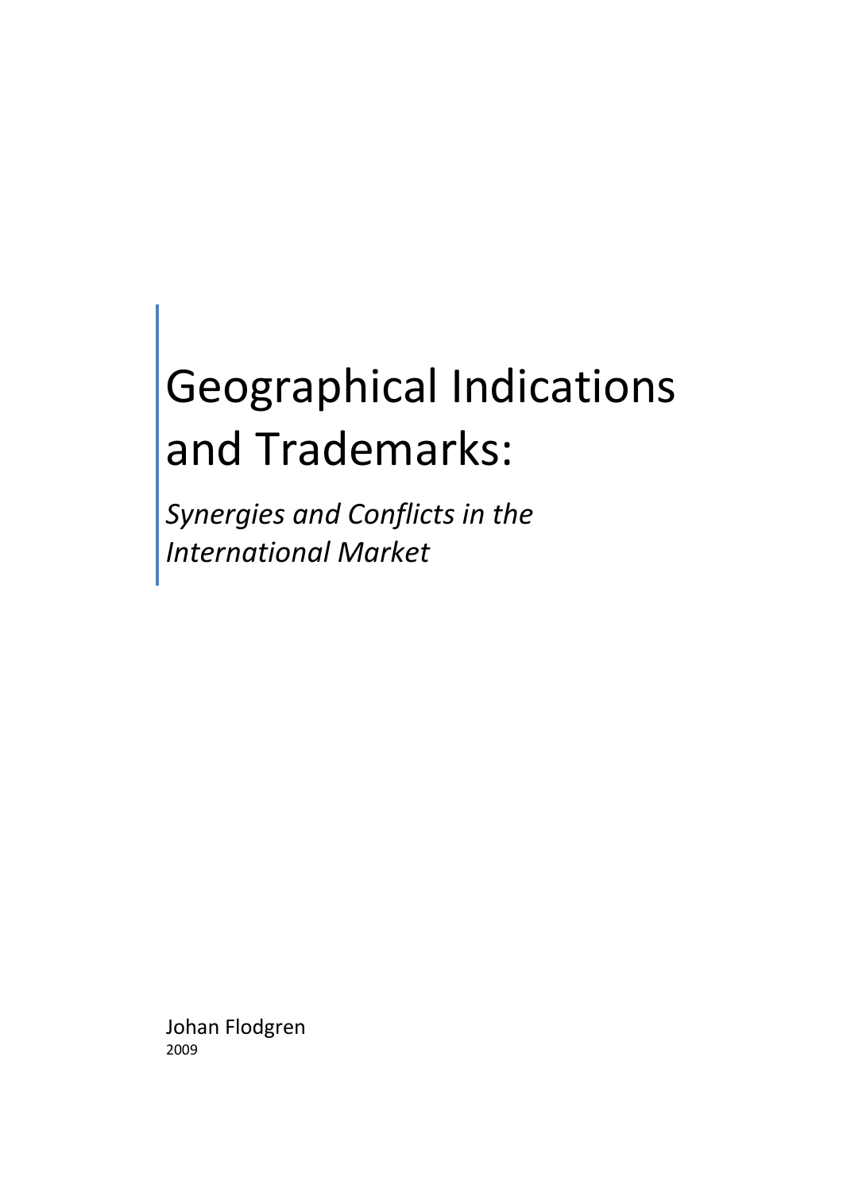# Geographical Indications and Trademarks:

*Synergies and Conflicts in the International Market*

Johan Flodgren

2009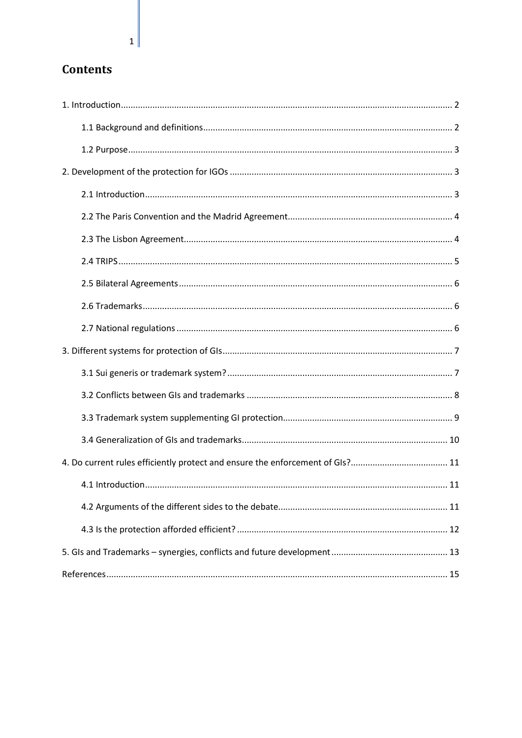# Contents

1. Introduction ........ 2
    - 1.1 Background and definitions ........ 2
    - 1.2 Purpose ........ 3
2. Development of the protection for IGOs ........ 3
    - 2.1 Introduction ........ 3
    - 2.2 The Paris Convention and the Madrid Agreement ........ 4
    - 2.3 The Lisbon Agreement ........ 4
    - 2.4 TRIPS ........ 5
    - 2.5 Bilateral Agreements ........ 6
    - 2.6 Trademarks ........ 6
    - 2.7 National regulations ........ 6
3. Different systems for protection of GIs ........ 7
    - 3.1 Sui generis or trademark system? ........ 7
    - 3.2 Conflicts between GIs and trademarks ........ 8
    - 3.3 Trademark system supplementing GI protection ........ 9
    - 3.4 Generalization of GIs and trademarks ........ 10
4. Do current rules efficiently protect and ensure the enforcement of GIs? ........ 11
    - 4.1 Introduction ........ 11
    - 4.2 Arguments of the different sides to the debate ........ 11
    - 4.3 Is the protection afforded efficient? ........ 12
5. GIs and Trademarks – synergies, conflicts and future development ........ 13

References ........ 15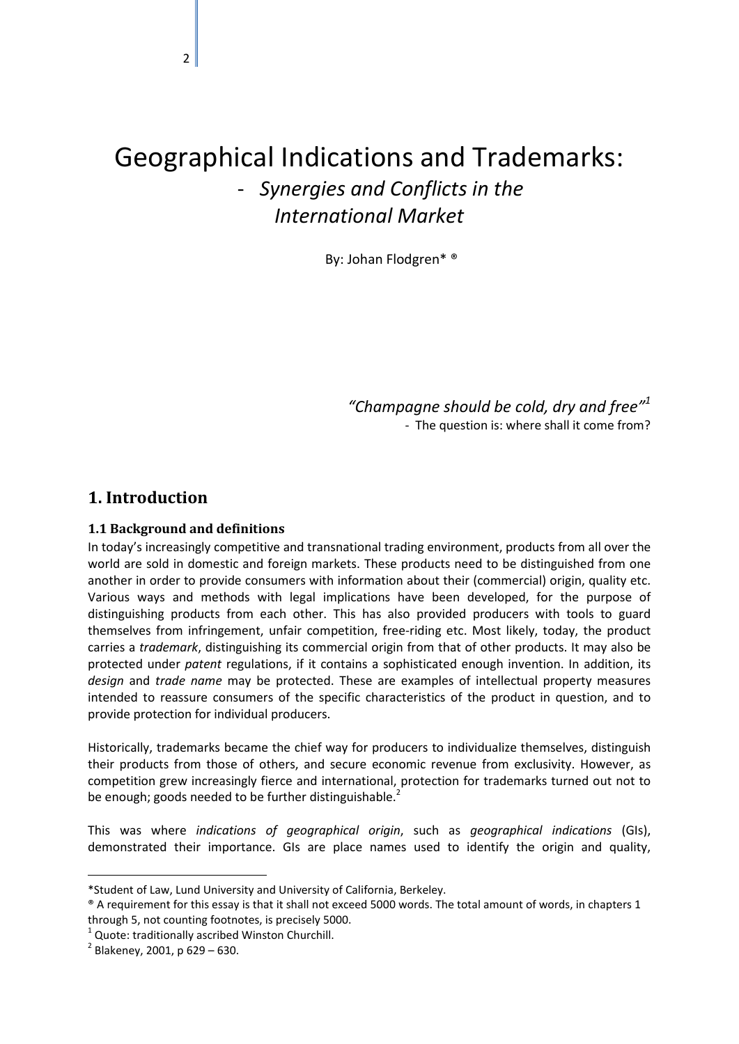# Geographical Indications and Trademarks:

## - *Synergies and Conflicts in the International Market*

By: Johan Flodgren* ®

*"Champagne should be cold, dry and free"*[1]

- The question is: where shall it come from?

## 1. Introduction

### 1.1 Background and definitions

In today's increasingly competitive and transnational trading environment, products from all over the world are sold in domestic and foreign markets. These products need to be distinguished from one another in order to provide consumers with information about their (commercial) origin, quality etc. Various ways and methods with legal implications have been developed, for the purpose of distinguishing products from each other. This has also provided producers with tools to guard themselves from infringement, unfair competition, free-riding etc. Most likely, today, the product carries a *trademark*, distinguishing its commercial origin from that of other products. It may also be protected under *patent* regulations, if it contains a sophisticated enough invention. In addition, its *design* and *trade name* may be protected. These are examples of intellectual property measures intended to reassure consumers of the specific characteristics of the product in question, and to provide protection for individual producers.

Historically, trademarks became the chief way for producers to individualize themselves, distinguish their products from those of others, and secure economic revenue from exclusivity. However, as competition grew increasingly fierce and international, protection for trademarks turned out not to be enough; goods needed to be further distinguishable.[2]

This was where *indications of geographical origin*, such as *geographical indications* (GIs), demonstrated their importance. GIs are place names used to identify the origin and quality,

---

*Student of Law, Lund University and University of California, Berkeley.

® A requirement for this essay is that it shall not exceed 5000 words. The total amount of words, in chapters 1 through 5, not counting footnotes, is precisely 5000.

[1] Quote: traditionally ascribed Winston Churchill.

[2] Blakeney, 2001, p 629 – 630.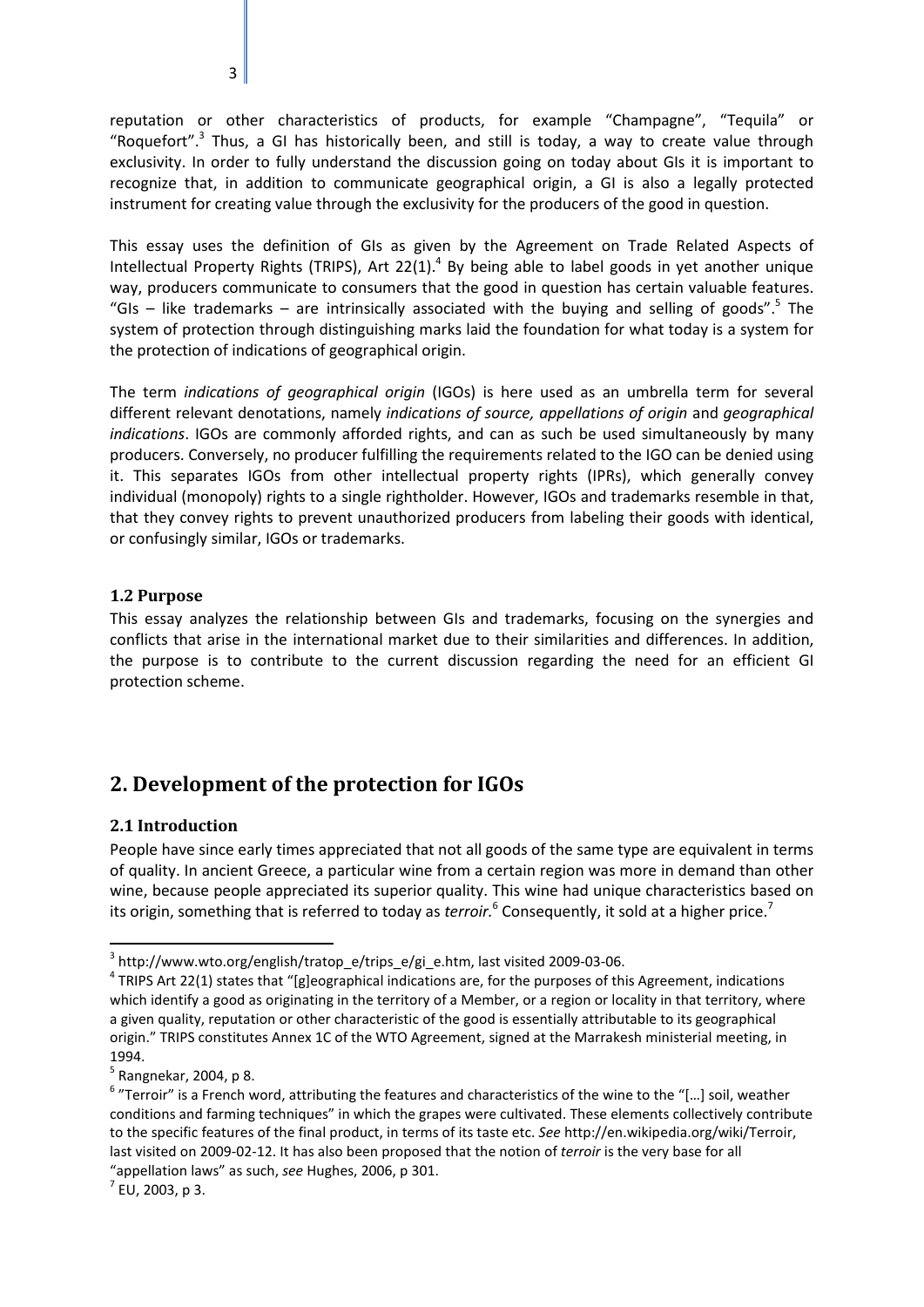reputation or other characteristics of products, for example "Champagne", "Tequila" or "Roquefort".[3] Thus, a GI has historically been, and still is today, a way to create value through exclusivity. In order to fully understand the discussion going on today about GIs it is important to recognize that, in addition to communicate geographical origin, a GI is also a legally protected instrument for creating value through the exclusivity for the producers of the good in question.

This essay uses the definition of GIs as given by the Agreement on Trade Related Aspects of Intellectual Property Rights (TRIPS), Art 22(1).[4] By being able to label goods in yet another unique way, producers communicate to consumers that the good in question has certain valuable features. "GIs – like trademarks – are intrinsically associated with the buying and selling of goods".[5] The system of protection through distinguishing marks laid the foundation for what today is a system for the protection of indications of geographical origin.

The term *indications of geographical origin* (IGOs) is here used as an umbrella term for several different relevant denotations, namely *indications of source, appellations of origin* and *geographical indications*. IGOs are commonly afforded rights, and can as such be used simultaneously by many producers. Conversely, no producer fulfilling the requirements related to the IGO can be denied using it. This separates IGOs from other intellectual property rights (IPRs), which generally convey individual (monopoly) rights to a single rightholder. However, IGOs and trademarks resemble in that, that they convey rights to prevent unauthorized producers from labeling their goods with identical, or confusingly similar, IGOs or trademarks.

### 1.2 Purpose

This essay analyzes the relationship between GIs and trademarks, focusing on the synergies and conflicts that arise in the international market due to their similarities and differences. In addition, the purpose is to contribute to the current discussion regarding the need for an efficient GI protection scheme.

## 2. Development of the protection for IGOs

### 2.1 Introduction

People have since early times appreciated that not all goods of the same type are equivalent in terms of quality. In ancient Greece, a particular wine from a certain region was more in demand than other wine, because people appreciated its superior quality. This wine had unique characteristics based on its origin, something that is referred to today as *terroir*.[6] Consequently, it sold at a higher price.[7]

---

[3] http://www.wto.org/english/tratop_e/trips_e/gi_e.htm, last visited 2009-03-06.

[4] TRIPS Art 22(1) states that "[g]eographical indications are, for the purposes of this Agreement, indications which identify a good as originating in the territory of a Member, or a region or locality in that territory, where a given quality, reputation or other characteristic of the good is essentially attributable to its geographical origin." TRIPS constitutes Annex 1C of the WTO Agreement, signed at the Marrakesh ministerial meeting, in 1994.

[5] Rangnekar, 2004, p 8.

[6] "Terroir" is a French word, attributing the features and characteristics of the wine to the "[…] soil, weather conditions and farming techniques" in which the grapes were cultivated. These elements collectively contribute to the specific features of the final product, in terms of its taste etc. *See* http://en.wikipedia.org/wiki/Terroir, last visited on 2009-02-12. It has also been proposed that the notion of *terroir* is the very base for all "appellation laws" as such, *see* Hughes, 2006, p 301.

[7] EU, 2003, p 3.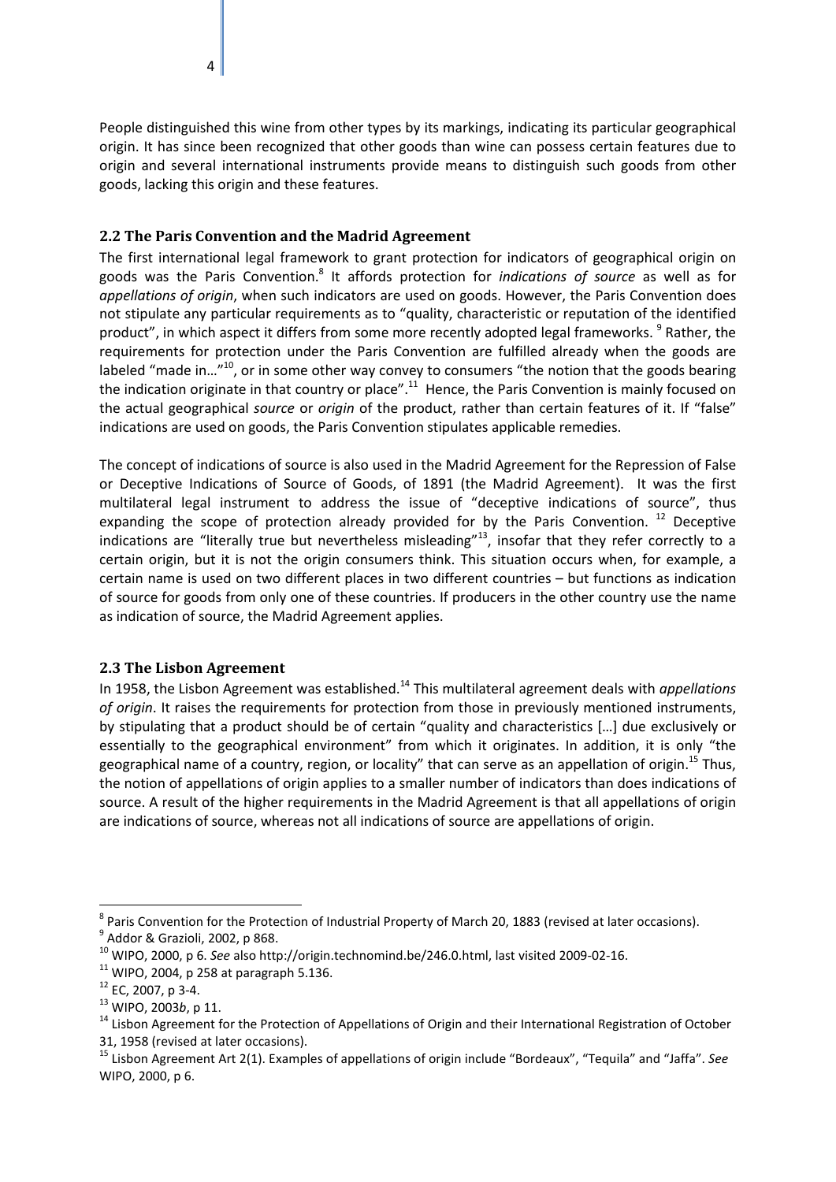People distinguished this wine from other types by its markings, indicating its particular geographical origin. It has since been recognized that other goods than wine can possess certain features due to origin and several international instruments provide means to distinguish such goods from other goods, lacking this origin and these features.

### 2.2 The Paris Convention and the Madrid Agreement

The first international legal framework to grant protection for indicators of geographical origin on goods was the Paris Convention.[8] It affords protection for *indications of source* as well as for *appellations of origin*, when such indicators are used on goods. However, the Paris Convention does not stipulate any particular requirements as to "quality, characteristic or reputation of the identified product", in which aspect it differs from some more recently adopted legal frameworks. [9] Rather, the requirements for protection under the Paris Convention are fulfilled already when the goods are labeled "made in…"[10], or in some other way convey to consumers "the notion that the goods bearing the indication originate in that country or place".[11] Hence, the Paris Convention is mainly focused on the actual geographical *source* or *origin* of the product, rather than certain features of it. If "false" indications are used on goods, the Paris Convention stipulates applicable remedies.

The concept of indications of source is also used in the Madrid Agreement for the Repression of False or Deceptive Indications of Source of Goods, of 1891 (the Madrid Agreement). It was the first multilateral legal instrument to address the issue of "deceptive indications of source", thus expanding the scope of protection already provided for by the Paris Convention. [12] Deceptive indications are "literally true but nevertheless misleading"[13], insofar that they refer correctly to a certain origin, but it is not the origin consumers think. This situation occurs when, for example, a certain name is used on two different places in two different countries – but functions as indication of source for goods from only one of these countries. If producers in the other country use the name as indication of source, the Madrid Agreement applies.

### 2.3 The Lisbon Agreement

In 1958, the Lisbon Agreement was established.[14] This multilateral agreement deals with *appellations of origin*. It raises the requirements for protection from those in previously mentioned instruments, by stipulating that a product should be of certain "quality and characteristics […] due exclusively or essentially to the geographical environment" from which it originates. In addition, it is only "the geographical name of a country, region, or locality" that can serve as an appellation of origin.[15] Thus, the notion of appellations of origin applies to a smaller number of indicators than does indications of source. A result of the higher requirements in the Madrid Agreement is that all appellations of origin are indications of source, whereas not all indications of source are appellations of origin.

---

[8] Paris Convention for the Protection of Industrial Property of March 20, 1883 (revised at later occasions).

[9] Addor & Grazioli, 2002, p 868.

[10] WIPO, 2000, p 6. *See* also http://origin.technomind.be/246.0.html, last visited 2009-02-16.

[11] WIPO, 2004, p 258 at paragraph 5.136.

[12] EC, 2007, p 3-4.

[13] WIPO, 2003*b*, p 11.

[14] Lisbon Agreement for the Protection of Appellations of Origin and their International Registration of October 31, 1958 (revised at later occasions).

[15] Lisbon Agreement Art 2(1). Examples of appellations of origin include "Bordeaux", "Tequila" and "Jaffa". *See* WIPO, 2000, p 6.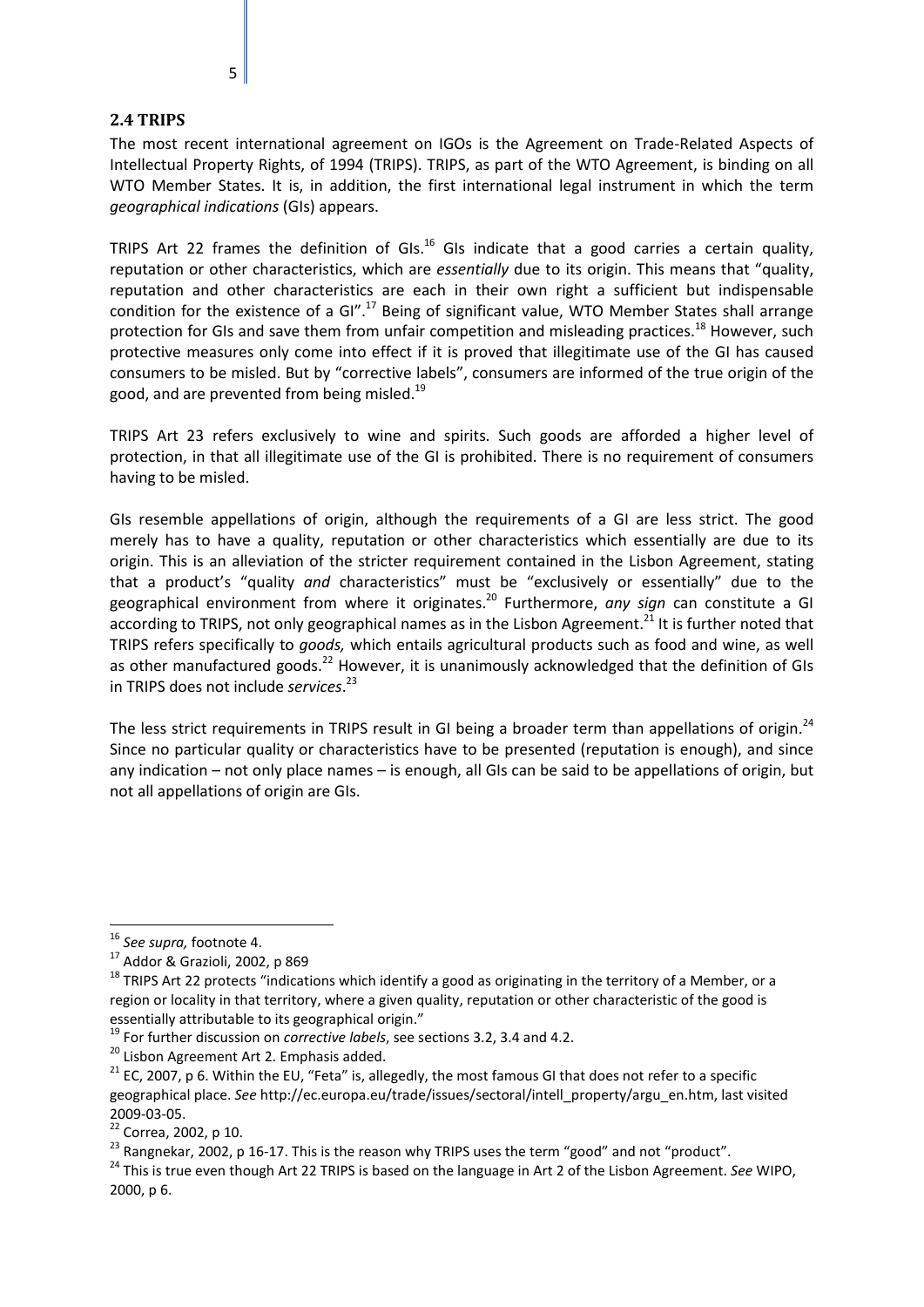## 2.4 TRIPS

The most recent international agreement on IGOs is the Agreement on Trade-Related Aspects of Intellectual Property Rights, of 1994 (TRIPS). TRIPS, as part of the WTO Agreement, is binding on all WTO Member States. It is, in addition, the first international legal instrument in which the term *geographical indications* (GIs) appears.

TRIPS Art 22 frames the definition of GIs.[16] GIs indicate that a good carries a certain quality, reputation or other characteristics, which are *essentially* due to its origin. This means that "quality, reputation and other characteristics are each in their own right a sufficient but indispensable condition for the existence of a GI".[17] Being of significant value, WTO Member States shall arrange protection for GIs and save them from unfair competition and misleading practices.[18] However, such protective measures only come into effect if it is proved that illegitimate use of the GI has caused consumers to be misled. But by "corrective labels", consumers are informed of the true origin of the good, and are prevented from being misled.[19]

TRIPS Art 23 refers exclusively to wine and spirits. Such goods are afforded a higher level of protection, in that all illegitimate use of the GI is prohibited. There is no requirement of consumers having to be misled.

GIs resemble appellations of origin, although the requirements of a GI are less strict. The good merely has to have a quality, reputation or other characteristics which essentially are due to its origin. This is an alleviation of the stricter requirement contained in the Lisbon Agreement, stating that a product's "quality *and* characteristics" must be "exclusively or essentially" due to the geographical environment from where it originates.[20] Furthermore, *any sign* can constitute a GI according to TRIPS, not only geographical names as in the Lisbon Agreement.[21] It is further noted that TRIPS refers specifically to *goods,* which entails agricultural products such as food and wine, as well as other manufactured goods.[22] However, it is unanimously acknowledged that the definition of GIs in TRIPS does not include *services*.[23]

The less strict requirements in TRIPS result in GI being a broader term than appellations of origin.[24] Since no particular quality or characteristics have to be presented (reputation is enough), and since any indication – not only place names – is enough, all GIs can be said to be appellations of origin, but not all appellations of origin are GIs.

---

[16] *See supra,* footnote 4.

[17] Addor & Grazioli, 2002, p 869

[18] TRIPS Art 22 protects "indications which identify a good as originating in the territory of a Member, or a region or locality in that territory, where a given quality, reputation or other characteristic of the good is essentially attributable to its geographical origin."

[19] For further discussion on *corrective labels*, see sections 3.2, 3.4 and 4.2.

[20] Lisbon Agreement Art 2. Emphasis added.

[21] EC, 2007, p 6. Within the EU, "Feta" is, allegedly, the most famous GI that does not refer to a specific geographical place. *See* http://ec.europa.eu/trade/issues/sectoral/intell_property/argu_en.htm, last visited 2009-03-05.

[22] Correa, 2002, p 10.

[23] Rangnekar, 2002, p 16-17. This is the reason why TRIPS uses the term "good" and not "product".

[24] This is true even though Art 22 TRIPS is based on the language in Art 2 of the Lisbon Agreement. *See* WIPO, 2000, p 6.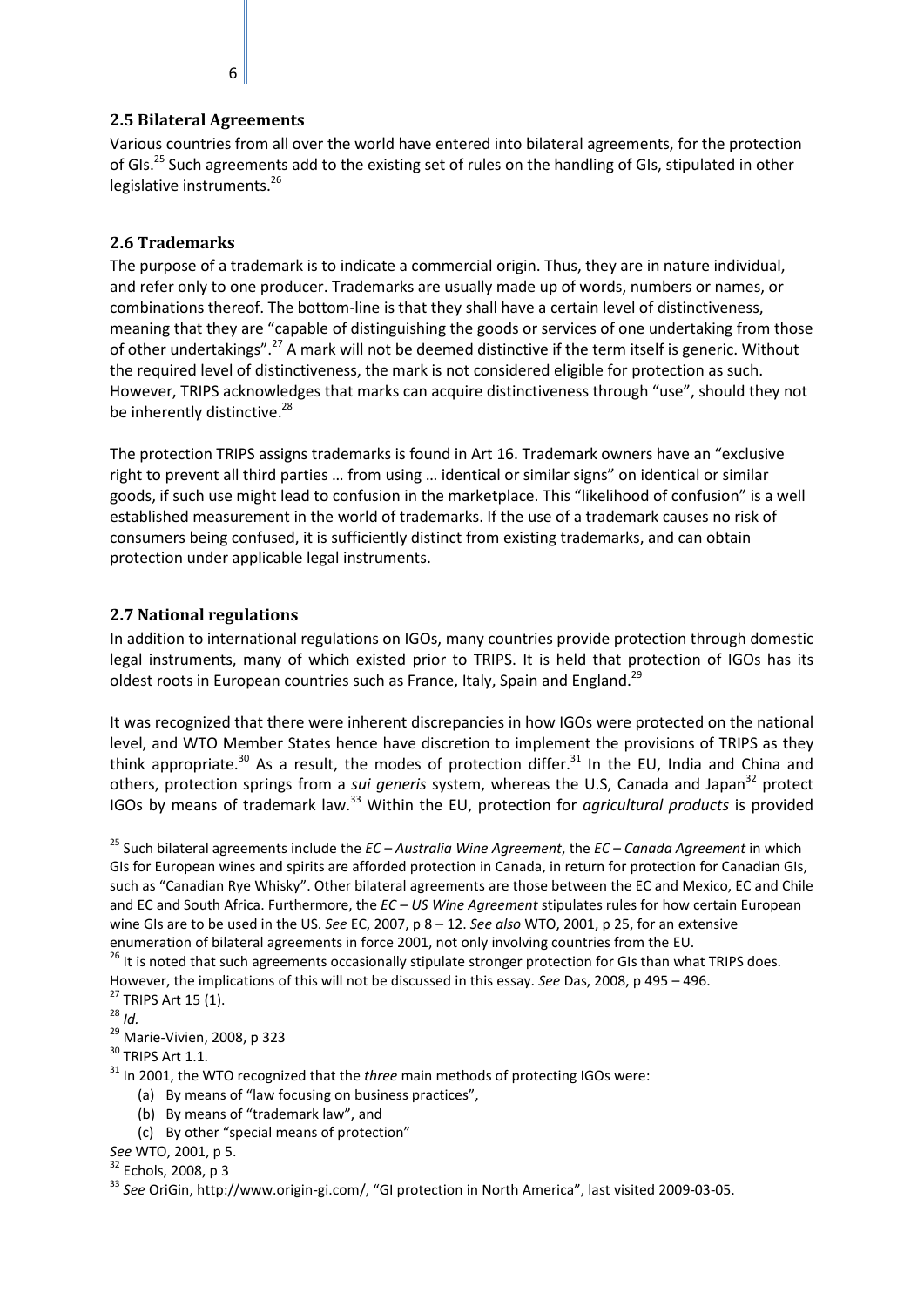## 2.5 Bilateral Agreements

Various countries from all over the world have entered into bilateral agreements, for the protection of GIs.[25] Such agreements add to the existing set of rules on the handling of GIs, stipulated in other legislative instruments.[26]

## 2.6 Trademarks

The purpose of a trademark is to indicate a commercial origin. Thus, they are in nature individual, and refer only to one producer. Trademarks are usually made up of words, numbers or names, or combinations thereof. The bottom-line is that they shall have a certain level of distinctiveness, meaning that they are "capable of distinguishing the goods or services of one undertaking from those of other undertakings".[27] A mark will not be deemed distinctive if the term itself is generic. Without the required level of distinctiveness, the mark is not considered eligible for protection as such. However, TRIPS acknowledges that marks can acquire distinctiveness through "use", should they not be inherently distinctive.[28]

The protection TRIPS assigns trademarks is found in Art 16. Trademark owners have an "exclusive right to prevent all third parties … from using … identical or similar signs" on identical or similar goods, if such use might lead to confusion in the marketplace. This "likelihood of confusion" is a well established measurement in the world of trademarks. If the use of a trademark causes no risk of consumers being confused, it is sufficiently distinct from existing trademarks, and can obtain protection under applicable legal instruments.

## 2.7 National regulations

In addition to international regulations on IGOs, many countries provide protection through domestic legal instruments, many of which existed prior to TRIPS. It is held that protection of IGOs has its oldest roots in European countries such as France, Italy, Spain and England.[29]

It was recognized that there were inherent discrepancies in how IGOs were protected on the national level, and WTO Member States hence have discretion to implement the provisions of TRIPS as they think appropriate.[30] As a result, the modes of protection differ.[31] In the EU, India and China and others, protection springs from a *sui generis* system, whereas the U.S, Canada and Japan[32] protect IGOs by means of trademark law.[33] Within the EU, protection for *agricultural products* is provided

---

[25] Such bilateral agreements include the *EC – Australia Wine Agreement*, the *EC – Canada Agreement* in which GIs for European wines and spirits are afforded protection in Canada, in return for protection for Canadian GIs, such as "Canadian Rye Whisky". Other bilateral agreements are those between the EC and Mexico, EC and Chile and EC and South Africa. Furthermore, the *EC – US Wine Agreement* stipulates rules for how certain European wine GIs are to be used in the US. *See* EC, 2007, p 8 – 12. *See also* WTO, 2001, p 25, for an extensive enumeration of bilateral agreements in force 2001, not only involving countries from the EU.

[26] It is noted that such agreements occasionally stipulate stronger protection for GIs than what TRIPS does. However, the implications of this will not be discussed in this essay. *See* Das, 2008, p 495 – 496.

[27] TRIPS Art 15 (1).

[28] *Id.*

[29] Marie-Vivien, 2008, p 323

[30] TRIPS Art 1.1.

[31] In 2001, the WTO recognized that the *three* main methods of protecting IGOs were:

(a) By means of "law focusing on business practices",
(b) By means of "trademark law", and
(c) By other "special means of protection"

*See* WTO, 2001, p 5.

[32] Echols, 2008, p 3

[33] *See* OriGin, http://www.origin-gi.com/, "GI protection in North America", last visited 2009-03-05.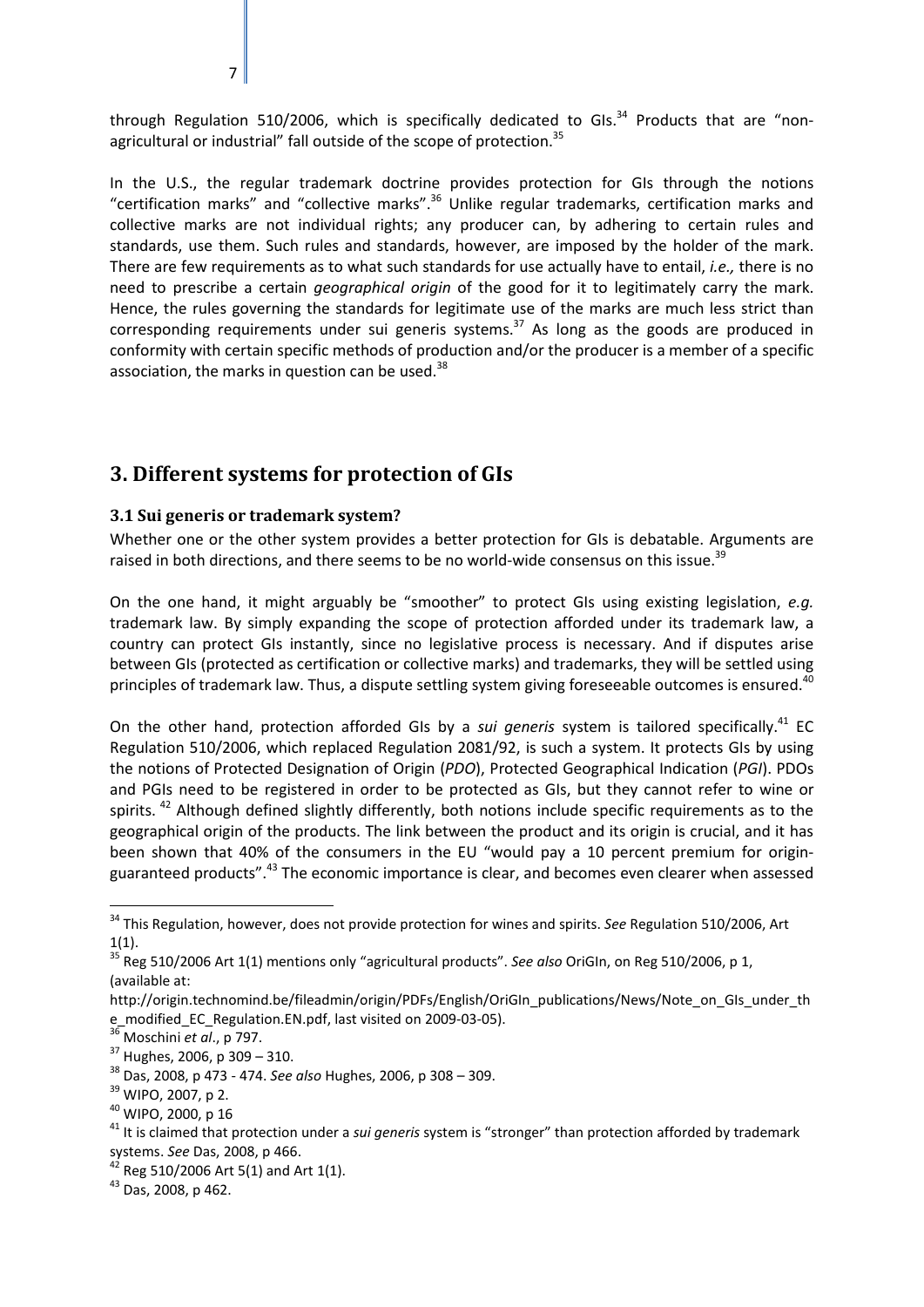through Regulation 510/2006, which is specifically dedicated to GIs.[34] Products that are "non-agricultural or industrial" fall outside of the scope of protection.[35]

In the U.S., the regular trademark doctrine provides protection for GIs through the notions "certification marks" and "collective marks".[36] Unlike regular trademarks, certification marks and collective marks are not individual rights; any producer can, by adhering to certain rules and standards, use them. Such rules and standards, however, are imposed by the holder of the mark. There are few requirements as to what such standards for use actually have to entail, *i.e.,* there is no need to prescribe a certain *geographical origin* of the good for it to legitimately carry the mark. Hence, the rules governing the standards for legitimate use of the marks are much less strict than corresponding requirements under sui generis systems.[37] As long as the goods are produced in conformity with certain specific methods of production and/or the producer is a member of a specific association, the marks in question can be used.[38]

## 3. Different systems for protection of GIs

### 3.1 Sui generis or trademark system?

Whether one or the other system provides a better protection for GIs is debatable. Arguments are raised in both directions, and there seems to be no world-wide consensus on this issue.[39]

On the one hand, it might arguably be "smoother" to protect GIs using existing legislation, *e.g.* trademark law. By simply expanding the scope of protection afforded under its trademark law, a country can protect GIs instantly, since no legislative process is necessary. And if disputes arise between GIs (protected as certification or collective marks) and trademarks, they will be settled using principles of trademark law. Thus, a dispute settling system giving foreseeable outcomes is ensured.[40]

On the other hand, protection afforded GIs by a *sui generis* system is tailored specifically.[41] EC Regulation 510/2006, which replaced Regulation 2081/92, is such a system. It protects GIs by using the notions of Protected Designation of Origin (*PDO*), Protected Geographical Indication (*PGI*). PDOs and PGIs need to be registered in order to be protected as GIs, but they cannot refer to wine or spirits. [42] Although defined slightly differently, both notions include specific requirements as to the geographical origin of the products. The link between the product and its origin is crucial, and it has been shown that 40% of the consumers in the EU "would pay a 10 percent premium for origin-guaranteed products".[43] The economic importance is clear, and becomes even clearer when assessed

---

[34] This Regulation, however, does not provide protection for wines and spirits. *See* Regulation 510/2006, Art 1(1).

[35] Reg 510/2006 Art 1(1) mentions only "agricultural products". *See also* OriGIn, on Reg 510/2006, p 1, (available at: http://origin.technomind.be/fileadmin/origin/PDFs/English/OriGIn_publications/News/Note_on_GIs_under_the_modified_EC_Regulation.EN.pdf, last visited on 2009-03-05).

[36] Moschini *et al*., p 797.

[37] Hughes, 2006, p 309 – 310.

[38] Das, 2008, p 473 - 474. *See also* Hughes, 2006, p 308 – 309.

[39] WIPO, 2007, p 2.

[40] WIPO, 2000, p 16

[41] It is claimed that protection under a *sui generis* system is "stronger" than protection afforded by trademark systems. *See* Das, 2008, p 466.

[42] Reg 510/2006 Art 5(1) and Art 1(1).

[43] Das, 2008, p 462.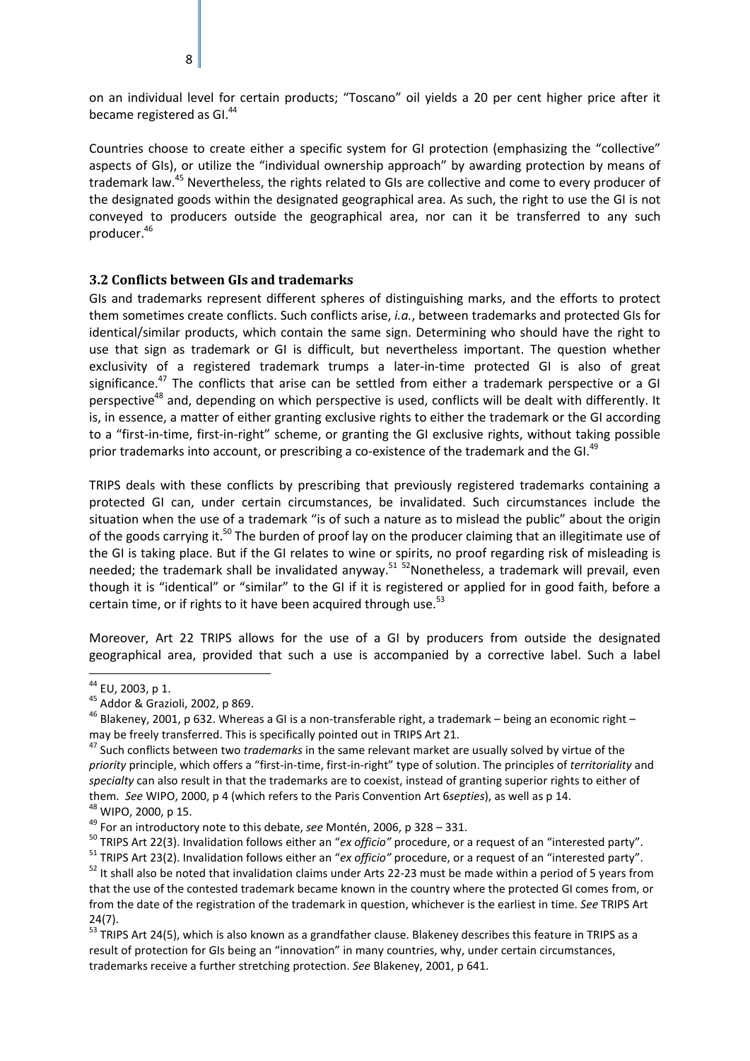on an individual level for certain products; "Toscano" oil yields a 20 per cent higher price after it became registered as GI.[44]

Countries choose to create either a specific system for GI protection (emphasizing the "collective" aspects of GIs), or utilize the "individual ownership approach" by awarding protection by means of trademark law.[45] Nevertheless, the rights related to GIs are collective and come to every producer of the designated goods within the designated geographical area. As such, the right to use the GI is not conveyed to producers outside the geographical area, nor can it be transferred to any such producer.[46]

### 3.2 Conflicts between GIs and trademarks

GIs and trademarks represent different spheres of distinguishing marks, and the efforts to protect them sometimes create conflicts. Such conflicts arise, *i.a.*, between trademarks and protected GIs for identical/similar products, which contain the same sign. Determining who should have the right to use that sign as trademark or GI is difficult, but nevertheless important. The question whether exclusivity of a registered trademark trumps a later-in-time protected GI is also of great significance.[47] The conflicts that arise can be settled from either a trademark perspective or a GI perspective[48] and, depending on which perspective is used, conflicts will be dealt with differently. It is, in essence, a matter of either granting exclusive rights to either the trademark or the GI according to a "first-in-time, first-in-right" scheme, or granting the GI exclusive rights, without taking possible prior trademarks into account, or prescribing a co-existence of the trademark and the GI.[49]

TRIPS deals with these conflicts by prescribing that previously registered trademarks containing a protected GI can, under certain circumstances, be invalidated. Such circumstances include the situation when the use of a trademark "is of such a nature as to mislead the public" about the origin of the goods carrying it.[50] The burden of proof lay on the producer claiming that an illegitimate use of the GI is taking place. But if the GI relates to wine or spirits, no proof regarding risk of misleading is needed; the trademark shall be invalidated anyway.[51] [52]Nonetheless, a trademark will prevail, even though it is "identical" or "similar" to the GI if it is registered or applied for in good faith, before a certain time, or if rights to it have been acquired through use.[53]

Moreover, Art 22 TRIPS allows for the use of a GI by producers from outside the designated geographical area, provided that such a use is accompanied by a corrective label. Such a label

---

[44] EU, 2003, p 1.

[45] Addor & Grazioli, 2002, p 869.

[46] Blakeney, 2001, p 632. Whereas a GI is a non-transferable right, a trademark – being an economic right – may be freely transferred. This is specifically pointed out in TRIPS Art 21.

[47] Such conflicts between two *trademarks* in the same relevant market are usually solved by virtue of the *priority* principle, which offers a "first-in-time, first-in-right" type of solution. The principles of *territoriality* and *specialty* can also result in that the trademarks are to coexist, instead of granting superior rights to either of them. *See* WIPO, 2000, p 4 (which refers to the Paris Convention Art 6*septies*), as well as p 14.

[48] WIPO, 2000, p 15.

[49] For an introductory note to this debate, *see* Montén, 2006, p 328 – 331.

[50] TRIPS Art 22(3). Invalidation follows either an "*ex officio"* procedure, or a request of an "interested party".

[51] TRIPS Art 23(2). Invalidation follows either an "*ex officio"* procedure, or a request of an "interested party".

[52] It shall also be noted that invalidation claims under Arts 22-23 must be made within a period of 5 years from that the use of the contested trademark became known in the country where the protected GI comes from, or from the date of the registration of the trademark in question, whichever is the earliest in time. *See* TRIPS Art 24(7).

[53] TRIPS Art 24(5), which is also known as a grandfather clause. Blakeney describes this feature in TRIPS as a result of protection for GIs being an "innovation" in many countries, why, under certain circumstances, trademarks receive a further stretching protection. *See* Blakeney, 2001, p 641.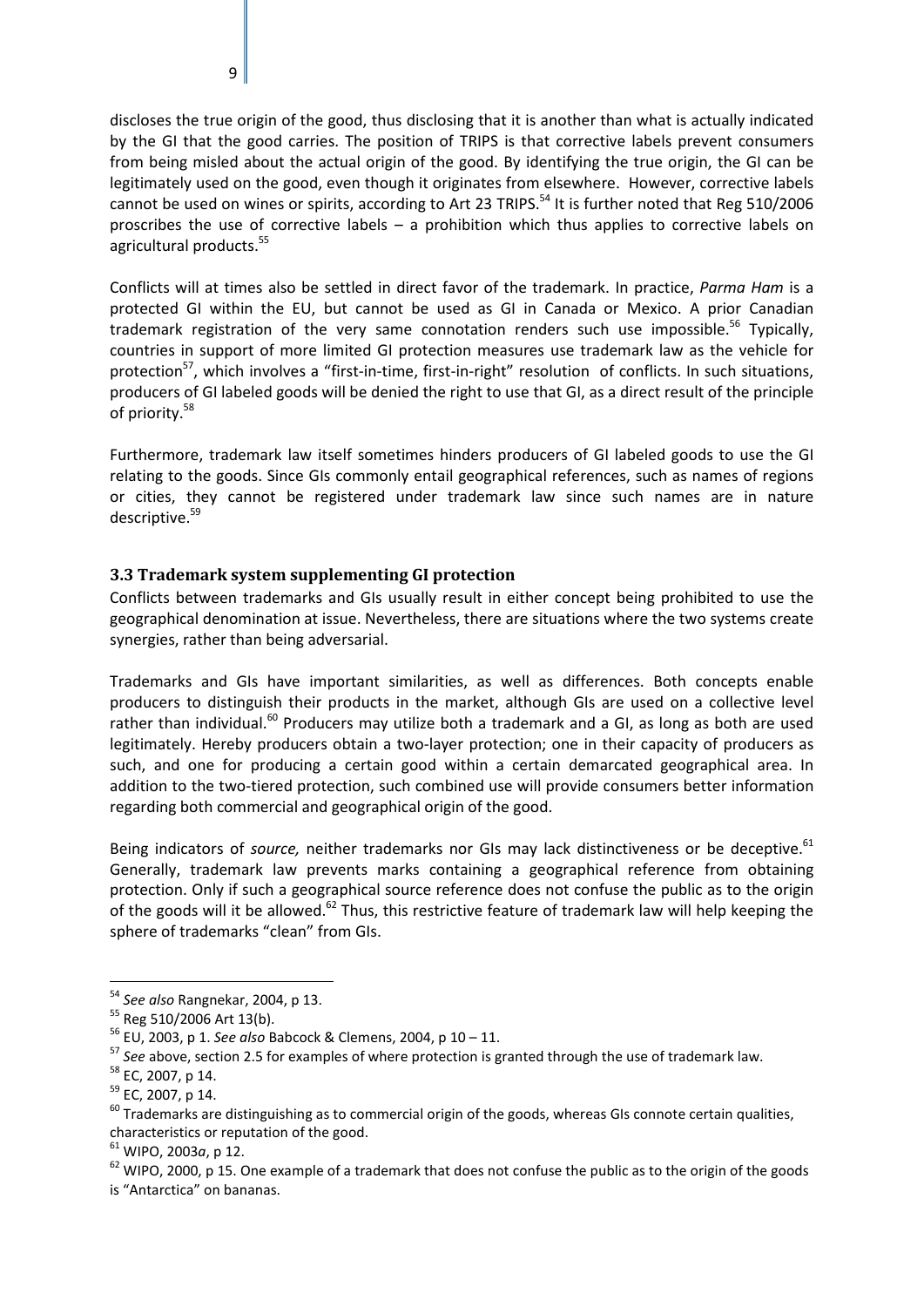discloses the true origin of the good, thus disclosing that it is another than what is actually indicated by the GI that the good carries. The position of TRIPS is that corrective labels prevent consumers from being misled about the actual origin of the good. By identifying the true origin, the GI can be legitimately used on the good, even though it originates from elsewhere. However, corrective labels cannot be used on wines or spirits, according to Art 23 TRIPS.[54] It is further noted that Reg 510/2006 proscribes the use of corrective labels – a prohibition which thus applies to corrective labels on agricultural products.[55]

Conflicts will at times also be settled in direct favor of the trademark. In practice, *Parma Ham* is a protected GI within the EU, but cannot be used as GI in Canada or Mexico. A prior Canadian trademark registration of the very same connotation renders such use impossible.[56] Typically, countries in support of more limited GI protection measures use trademark law as the vehicle for protection[57], which involves a "first-in-time, first-in-right" resolution of conflicts. In such situations, producers of GI labeled goods will be denied the right to use that GI, as a direct result of the principle of priority.[58]

Furthermore, trademark law itself sometimes hinders producers of GI labeled goods to use the GI relating to the goods. Since GIs commonly entail geographical references, such as names of regions or cities, they cannot be registered under trademark law since such names are in nature descriptive.[59]

### 3.3 Trademark system supplementing GI protection

Conflicts between trademarks and GIs usually result in either concept being prohibited to use the geographical denomination at issue. Nevertheless, there are situations where the two systems create synergies, rather than being adversarial.

Trademarks and GIs have important similarities, as well as differences. Both concepts enable producers to distinguish their products in the market, although GIs are used on a collective level rather than individual.[60] Producers may utilize both a trademark and a GI, as long as both are used legitimately. Hereby producers obtain a two-layer protection; one in their capacity of producers as such, and one for producing a certain good within a certain demarcated geographical area. In addition to the two-tiered protection, such combined use will provide consumers better information regarding both commercial and geographical origin of the good.

Being indicators of *source,* neither trademarks nor GIs may lack distinctiveness or be deceptive.[61] Generally, trademark law prevents marks containing a geographical reference from obtaining protection. Only if such a geographical source reference does not confuse the public as to the origin of the goods will it be allowed.[62] Thus, this restrictive feature of trademark law will help keeping the sphere of trademarks "clean" from GIs.

---

[54] *See also* Rangnekar, 2004, p 13.

[55] Reg 510/2006 Art 13(b).

[56] EU, 2003, p 1. *See also* Babcock & Clemens, 2004, p 10 – 11.

[57] *See* above, section 2.5 for examples of where protection is granted through the use of trademark law.

[58] EC, 2007, p 14.

[59] EC, 2007, p 14.

[60] Trademarks are distinguishing as to commercial origin of the goods, whereas GIs connote certain qualities, characteristics or reputation of the good.

[61] WIPO, 2003*a*, p 12.

[62] WIPO, 2000, p 15. One example of a trademark that does not confuse the public as to the origin of the goods is "Antarctica" on bananas.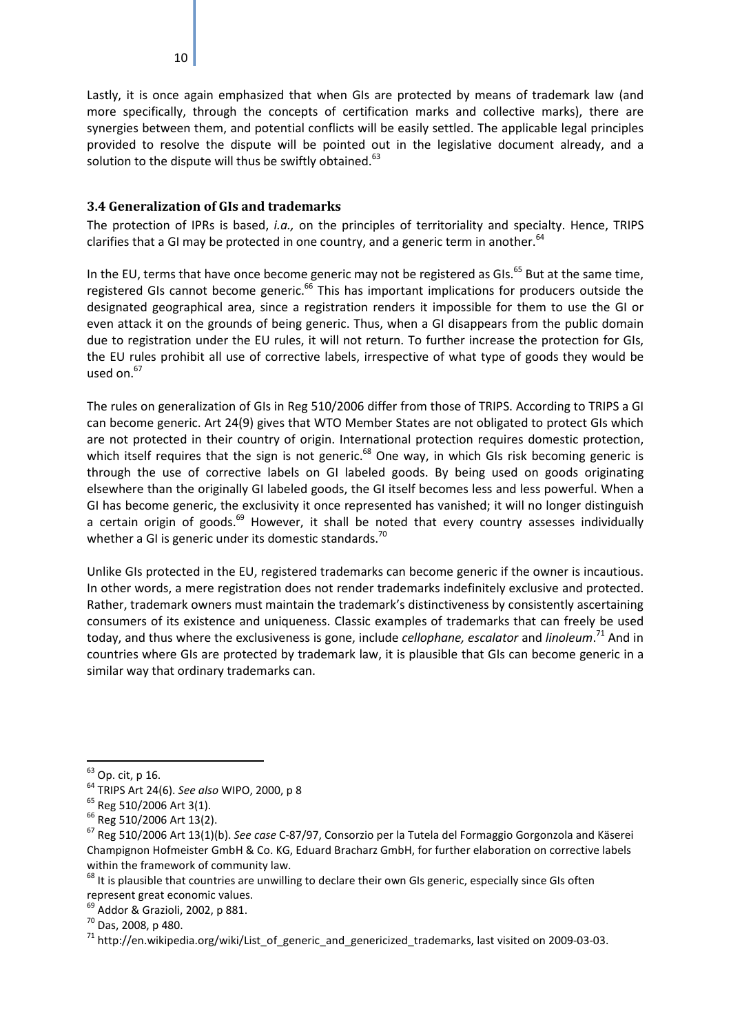Lastly, it is once again emphasized that when GIs are protected by means of trademark law (and more specifically, through the concepts of certification marks and collective marks), there are synergies between them, and potential conflicts will be easily settled. The applicable legal principles provided to resolve the dispute will be pointed out in the legislative document already, and a solution to the dispute will thus be swiftly obtained.[63]

### 3.4 Generalization of GIs and trademarks

The protection of IPRs is based, *i.a.,* on the principles of territoriality and specialty. Hence, TRIPS clarifies that a GI may be protected in one country, and a generic term in another.[64]

In the EU, terms that have once become generic may not be registered as GIs.[65] But at the same time, registered GIs cannot become generic.[66] This has important implications for producers outside the designated geographical area, since a registration renders it impossible for them to use the GI or even attack it on the grounds of being generic. Thus, when a GI disappears from the public domain due to registration under the EU rules, it will not return. To further increase the protection for GIs, the EU rules prohibit all use of corrective labels, irrespective of what type of goods they would be used on.[67]

The rules on generalization of GIs in Reg 510/2006 differ from those of TRIPS. According to TRIPS a GI can become generic. Art 24(9) gives that WTO Member States are not obligated to protect GIs which are not protected in their country of origin. International protection requires domestic protection, which itself requires that the sign is not generic.[68] One way, in which GIs risk becoming generic is through the use of corrective labels on GI labeled goods. By being used on goods originating elsewhere than the originally GI labeled goods, the GI itself becomes less and less powerful. When a GI has become generic, the exclusivity it once represented has vanished; it will no longer distinguish a certain origin of goods.[69] However, it shall be noted that every country assesses individually whether a GI is generic under its domestic standards.[70]

Unlike GIs protected in the EU, registered trademarks can become generic if the owner is incautious. In other words, a mere registration does not render trademarks indefinitely exclusive and protected. Rather, trademark owners must maintain the trademark's distinctiveness by consistently ascertaining consumers of its existence and uniqueness. Classic examples of trademarks that can freely be used today, and thus where the exclusiveness is gone, include *cellophane, escalator* and *linoleum*.[71] And in countries where GIs are protected by trademark law, it is plausible that GIs can become generic in a similar way that ordinary trademarks can.

---

[63] Op. cit, p 16.

[64] TRIPS Art 24(6). *See also* WIPO, 2000, p 8

[65] Reg 510/2006 Art 3(1).

[66] Reg 510/2006 Art 13(2).

[67] Reg 510/2006 Art 13(1)(b). *See case* C-87/97, Consorzio per la Tutela del Formaggio Gorgonzola and Käserei Champignon Hofmeister GmbH & Co. KG, Eduard Bracharz GmbH, for further elaboration on corrective labels within the framework of community law.

[68] It is plausible that countries are unwilling to declare their own GIs generic, especially since GIs often represent great economic values.

[69] Addor & Grazioli, 2002, p 881.

[70] Das, 2008, p 480.

[71] http://en.wikipedia.org/wiki/List_of_generic_and_genericized_trademarks, last visited on 2009-03-03.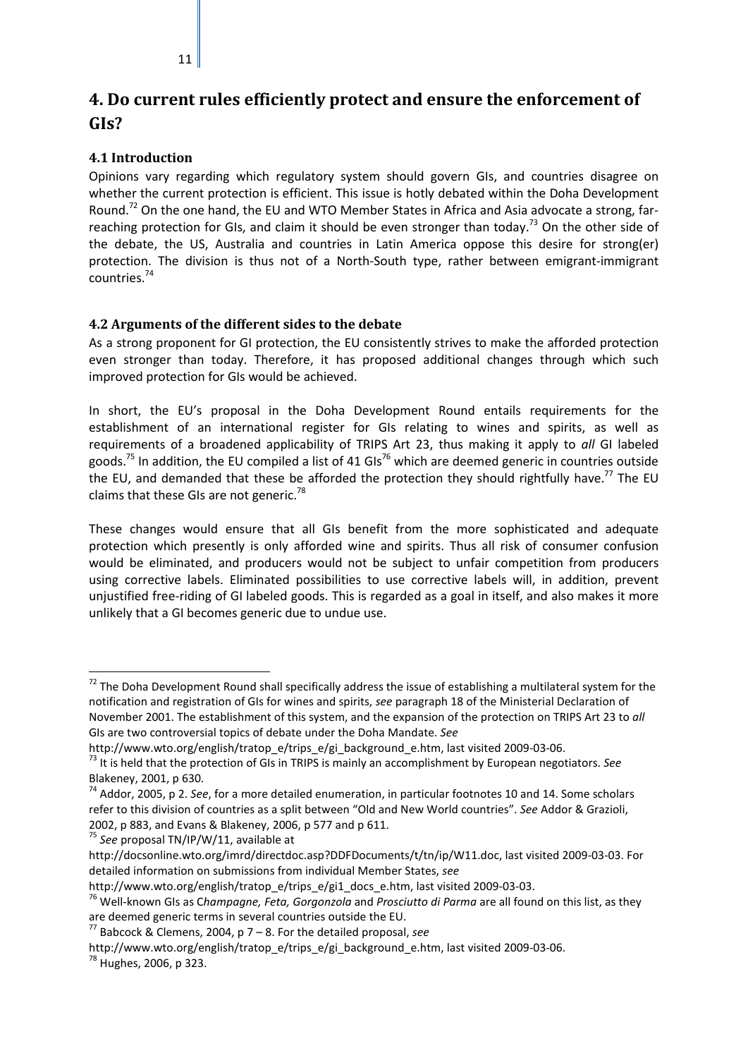# 4. Do current rules efficiently protect and ensure the enforcement of GIs?

## 4.1 Introduction

Opinions vary regarding which regulatory system should govern GIs, and countries disagree on whether the current protection is efficient. This issue is hotly debated within the Doha Development Round.[72] On the one hand, the EU and WTO Member States in Africa and Asia advocate a strong, far-reaching protection for GIs, and claim it should be even stronger than today.[73] On the other side of the debate, the US, Australia and countries in Latin America oppose this desire for strong(er) protection. The division is thus not of a North-South type, rather between emigrant-immigrant countries.[74]

## 4.2 Arguments of the different sides to the debate

As a strong proponent for GI protection, the EU consistently strives to make the afforded protection even stronger than today. Therefore, it has proposed additional changes through which such improved protection for GIs would be achieved.

In short, the EU's proposal in the Doha Development Round entails requirements for the establishment of an international register for GIs relating to wines and spirits, as well as requirements of a broadened applicability of TRIPS Art 23, thus making it apply to *all* GI labeled goods.[75] In addition, the EU compiled a list of 41 GIs[76] which are deemed generic in countries outside the EU, and demanded that these be afforded the protection they should rightfully have.[77] The EU claims that these GIs are not generic.[78]

These changes would ensure that all GIs benefit from the more sophisticated and adequate protection which presently is only afforded wine and spirits. Thus all risk of consumer confusion would be eliminated, and producers would not be subject to unfair competition from producers using corrective labels. Eliminated possibilities to use corrective labels will, in addition, prevent unjustified free-riding of GI labeled goods. This is regarded as a goal in itself, and also makes it more unlikely that a GI becomes generic due to undue use.

---

[72] The Doha Development Round shall specifically address the issue of establishing a multilateral system for the notification and registration of GIs for wines and spirits, *see* paragraph 18 of the Ministerial Declaration of November 2001. The establishment of this system, and the expansion of the protection on TRIPS Art 23 to *all* GIs are two controversial topics of debate under the Doha Mandate. *See* http://www.wto.org/english/tratop_e/trips_e/gi_background_e.htm, last visited 2009-03-06.

[73] It is held that the protection of GIs in TRIPS is mainly an accomplishment by European negotiators. *See* Blakeney, 2001, p 630.

[74] Addor, 2005, p 2. *See*, for a more detailed enumeration, in particular footnotes 10 and 14. Some scholars refer to this division of countries as a split between "Old and New World countries". *See* Addor & Grazioli, 2002, p 883, and Evans & Blakeney, 2006, p 577 and p 611.

[75] *See* proposal TN/IP/W/11, available at http://docsonline.wto.org/imrd/directdoc.asp?DDFDocuments/t/tn/ip/W11.doc, last visited 2009-03-03. For detailed information on submissions from individual Member States, *see* http://www.wto.org/english/tratop_e/trips_e/gi1_docs_e.htm, last visited 2009-03-03.

[76] Well-known GIs as C*hampagne, Feta, Gorgonzola* and *Prosciutto di Parma* are all found on this list, as they are deemed generic terms in several countries outside the EU.

[77] Babcock & Clemens, 2004, p 7 – 8. For the detailed proposal, *see* http://www.wto.org/english/tratop_e/trips_e/gi_background_e.htm, last visited 2009-03-06.

[78] Hughes, 2006, p 323.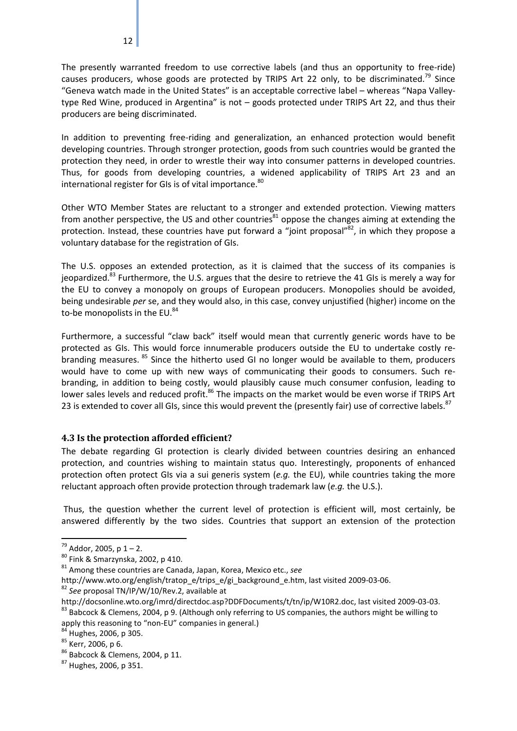The presently warranted freedom to use corrective labels (and thus an opportunity to free-ride) causes producers, whose goods are protected by TRIPS Art 22 only, to be discriminated.[79] Since "Geneva watch made in the United States" is an acceptable corrective label – whereas "Napa Valley-type Red Wine, produced in Argentina" is not – goods protected under TRIPS Art 22, and thus their producers are being discriminated.

In addition to preventing free-riding and generalization, an enhanced protection would benefit developing countries. Through stronger protection, goods from such countries would be granted the protection they need, in order to wrestle their way into consumer patterns in developed countries. Thus, for goods from developing countries, a widened applicability of TRIPS Art 23 and an international register for GIs is of vital importance.[80]

Other WTO Member States are reluctant to a stronger and extended protection. Viewing matters from another perspective, the US and other countries[81] oppose the changes aiming at extending the protection. Instead, these countries have put forward a "joint proposal"[82], in which they propose a voluntary database for the registration of GIs.

The U.S. opposes an extended protection, as it is claimed that the success of its companies is jeopardized.[83] Furthermore, the U.S. argues that the desire to retrieve the 41 GIs is merely a way for the EU to convey a monopoly on groups of European producers. Monopolies should be avoided, being undesirable *per* se, and they would also, in this case, convey unjustified (higher) income on the to-be monopolists in the EU.[84]

Furthermore, a successful "claw back" itself would mean that currently generic words have to be protected as GIs. This would force innumerable producers outside the EU to undertake costly re-branding measures.[85] Since the hitherto used GI no longer would be available to them, producers would have to come up with new ways of communicating their goods to consumers. Such re-branding, in addition to being costly, would plausibly cause much consumer confusion, leading to lower sales levels and reduced profit.[86] The impacts on the market would be even worse if TRIPS Art 23 is extended to cover all GIs, since this would prevent the (presently fair) use of corrective labels.[87]

### 4.3 Is the protection afforded efficient?

The debate regarding GI protection is clearly divided between countries desiring an enhanced protection, and countries wishing to maintain status quo. Interestingly, proponents of enhanced protection often protect GIs via a sui generis system (*e.g.* the EU), while countries taking the more reluctant approach often provide protection through trademark law (*e.g.* the U.S.).

Thus, the question whether the current level of protection is efficient will, most certainly, be answered differently by the two sides. Countries that support an extension of the protection

---

[79] Addor, 2005, p 1 – 2.

[80] Fink & Smarzynska, 2002, p 410.

[81] Among these countries are Canada, Japan, Korea, Mexico etc., *see* http://www.wto.org/english/tratop_e/trips_e/gi_background_e.htm, last visited 2009-03-06.

[82] *See* proposal TN/IP/W/10/Rev.2, available at http://docsonline.wto.org/imrd/directdoc.asp?DDFDocuments/t/tn/ip/W10R2.doc, last visited 2009-03-03.

[83] Babcock & Clemens, 2004, p 9. (Although only referring to US companies, the authors might be willing to apply this reasoning to "non-EU" companies in general.)

[84] Hughes, 2006, p 305.

[85] Kerr, 2006, p 6.

[86] Babcock & Clemens, 2004, p 11.

[87] Hughes, 2006, p 351.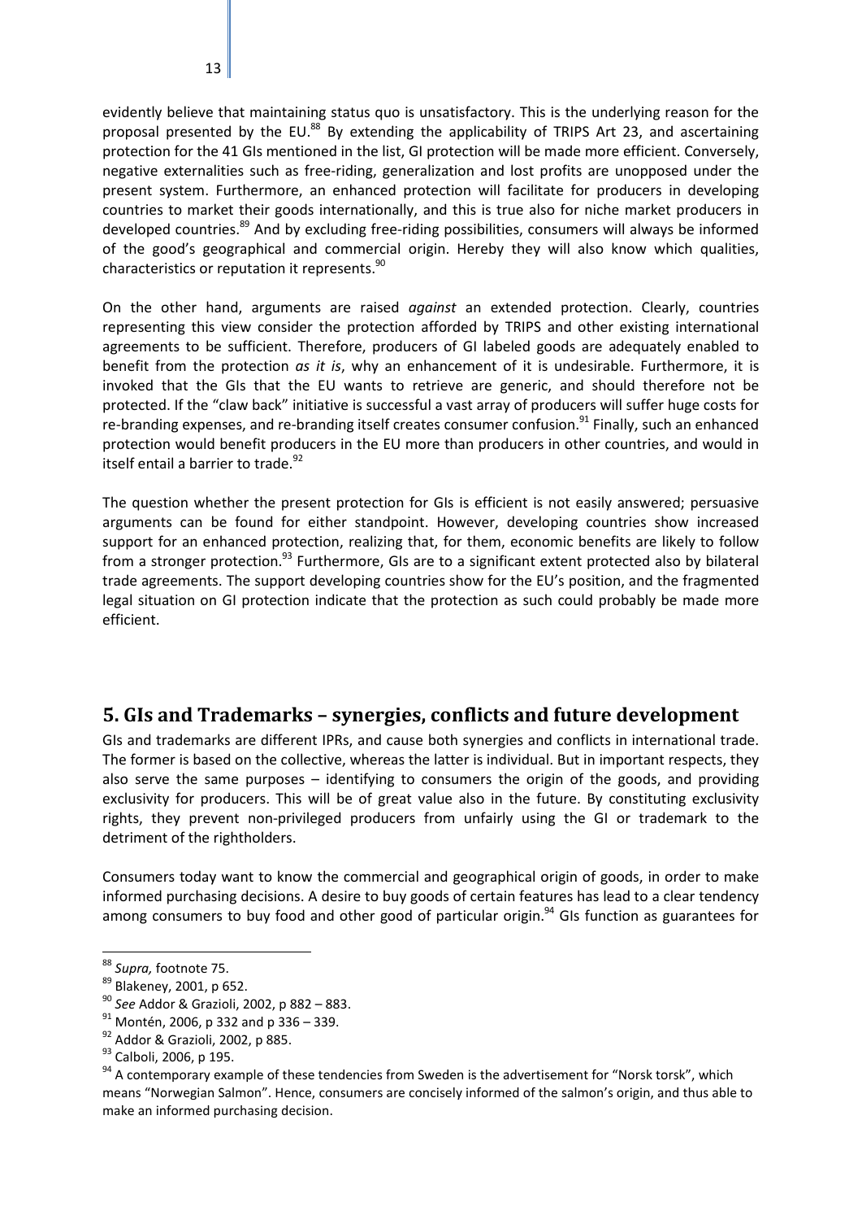evidently believe that maintaining status quo is unsatisfactory. This is the underlying reason for the proposal presented by the EU.[88] By extending the applicability of TRIPS Art 23, and ascertaining protection for the 41 GIs mentioned in the list, GI protection will be made more efficient. Conversely, negative externalities such as free-riding, generalization and lost profits are unopposed under the present system. Furthermore, an enhanced protection will facilitate for producers in developing countries to market their goods internationally, and this is true also for niche market producers in developed countries.[89] And by excluding free-riding possibilities, consumers will always be informed of the good's geographical and commercial origin. Hereby they will also know which qualities, characteristics or reputation it represents.[90]

On the other hand, arguments are raised *against* an extended protection. Clearly, countries representing this view consider the protection afforded by TRIPS and other existing international agreements to be sufficient. Therefore, producers of GI labeled goods are adequately enabled to benefit from the protection *as it is*, why an enhancement of it is undesirable. Furthermore, it is invoked that the GIs that the EU wants to retrieve are generic, and should therefore not be protected. If the "claw back" initiative is successful a vast array of producers will suffer huge costs for re-branding expenses, and re-branding itself creates consumer confusion.[91] Finally, such an enhanced protection would benefit producers in the EU more than producers in other countries, and would in itself entail a barrier to trade.[92]

The question whether the present protection for GIs is efficient is not easily answered; persuasive arguments can be found for either standpoint. However, developing countries show increased support for an enhanced protection, realizing that, for them, economic benefits are likely to follow from a stronger protection.[93] Furthermore, GIs are to a significant extent protected also by bilateral trade agreements. The support developing countries show for the EU's position, and the fragmented legal situation on GI protection indicate that the protection as such could probably be made more efficient.

## 5. GIs and Trademarks – synergies, conflicts and future development

GIs and trademarks are different IPRs, and cause both synergies and conflicts in international trade. The former is based on the collective, whereas the latter is individual. But in important respects, they also serve the same purposes – identifying to consumers the origin of the goods, and providing exclusivity for producers. This will be of great value also in the future. By constituting exclusivity rights, they prevent non-privileged producers from unfairly using the GI or trademark to the detriment of the rightholders.

Consumers today want to know the commercial and geographical origin of goods, in order to make informed purchasing decisions. A desire to buy goods of certain features has lead to a clear tendency among consumers to buy food and other good of particular origin.[94] GIs function as guarantees for

---

[88] *Supra,* footnote 75.

[89] Blakeney, 2001, p 652.

[90] *See* Addor & Grazioli, 2002, p 882 – 883.

[91] Montén, 2006, p 332 and p 336 – 339.

[92] Addor & Grazioli, 2002, p 885.

[93] Calboli, 2006, p 195.

[94] A contemporary example of these tendencies from Sweden is the advertisement for "Norsk torsk", which means "Norwegian Salmon". Hence, consumers are concisely informed of the salmon's origin, and thus able to make an informed purchasing decision.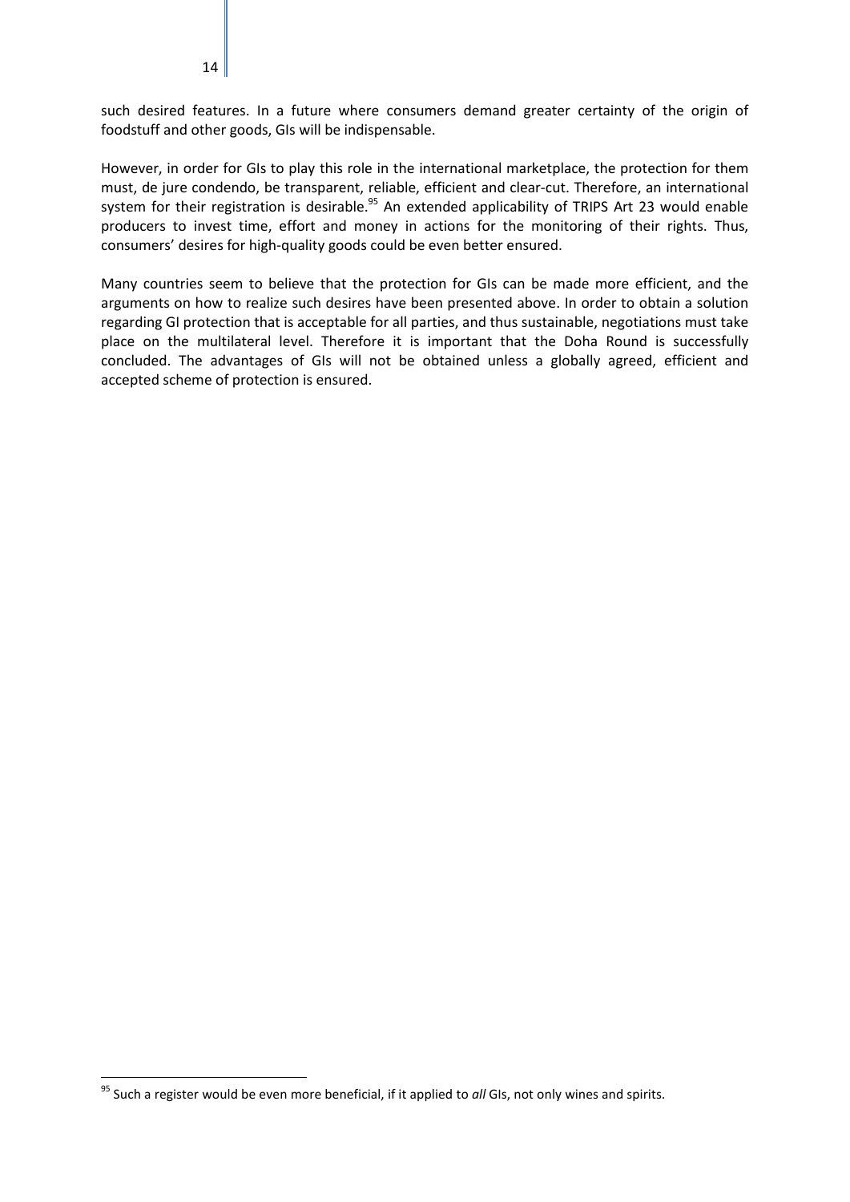such desired features. In a future where consumers demand greater certainty of the origin of foodstuff and other goods, GIs will be indispensable.

However, in order for GIs to play this role in the international marketplace, the protection for them must, de jure condendo, be transparent, reliable, efficient and clear-cut. Therefore, an international system for their registration is desirable.[95] An extended applicability of TRIPS Art 23 would enable producers to invest time, effort and money in actions for the monitoring of their rights. Thus, consumers' desires for high-quality goods could be even better ensured.

Many countries seem to believe that the protection for GIs can be made more efficient, and the arguments on how to realize such desires have been presented above. In order to obtain a solution regarding GI protection that is acceptable for all parties, and thus sustainable, negotiations must take place on the multilateral level. Therefore it is important that the Doha Round is successfully concluded. The advantages of GIs will not be obtained unless a globally agreed, efficient and accepted scheme of protection is ensured.

[95] Such a register would be even more beneficial, if it applied to *all* GIs, not only wines and spirits.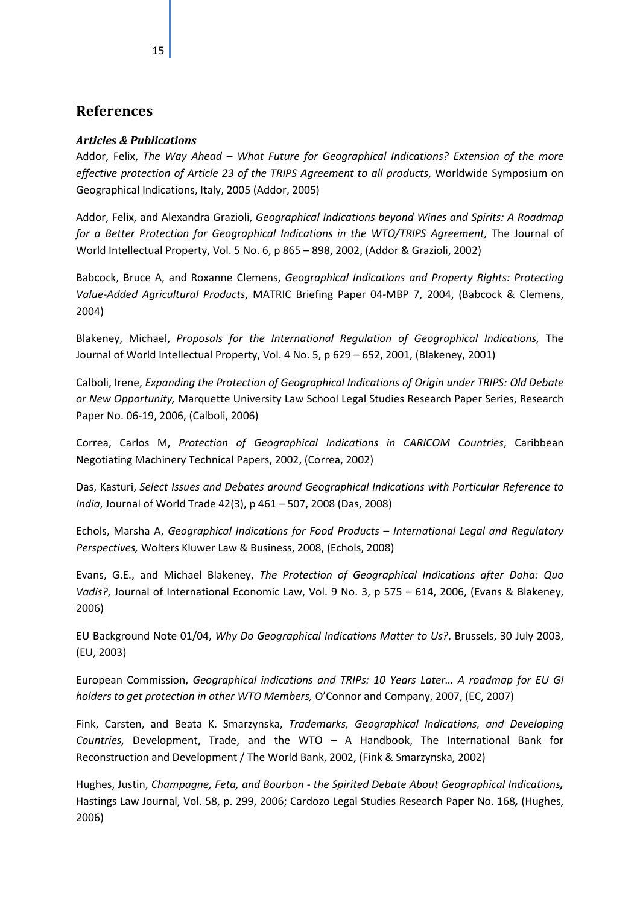## References

### *Articles & Publications*

Addor, Felix, *The Way Ahead – What Future for Geographical Indications? Extension of the more effective protection of Article 23 of the TRIPS Agreement to all products*, Worldwide Symposium on Geographical Indications, Italy, 2005 (Addor, 2005)

Addor, Felix, and Alexandra Grazioli, *Geographical Indications beyond Wines and Spirits: A Roadmap for a Better Protection for Geographical Indications in the WTO/TRIPS Agreement,* The Journal of World Intellectual Property, Vol. 5 No. 6, p 865 – 898, 2002, (Addor & Grazioli, 2002)

Babcock, Bruce A, and Roxanne Clemens, *Geographical Indications and Property Rights: Protecting Value-Added Agricultural Products*, MATRIC Briefing Paper 04-MBP 7, 2004, (Babcock & Clemens, 2004)

Blakeney, Michael, *Proposals for the International Regulation of Geographical Indications,* The Journal of World Intellectual Property, Vol. 4 No. 5, p 629 – 652, 2001, (Blakeney, 2001)

Calboli, Irene, *Expanding the Protection of Geographical Indications of Origin under TRIPS: Old Debate or New Opportunity,* Marquette University Law School Legal Studies Research Paper Series, Research Paper No. 06-19, 2006, (Calboli, 2006)

Correa, Carlos M, *Protection of Geographical Indications in CARICOM Countries*, Caribbean Negotiating Machinery Technical Papers, 2002, (Correa, 2002)

Das, Kasturi, *Select Issues and Debates around Geographical Indications with Particular Reference to India*, Journal of World Trade 42(3), p 461 – 507, 2008 (Das, 2008)

Echols, Marsha A, *Geographical Indications for Food Products – International Legal and Regulatory Perspectives,* Wolters Kluwer Law & Business, 2008, (Echols, 2008)

Evans, G.E., and Michael Blakeney, *The Protection of Geographical Indications after Doha: Quo Vadis?*, Journal of International Economic Law, Vol. 9 No. 3, p 575 – 614, 2006, (Evans & Blakeney, 2006)

EU Background Note 01/04, *Why Do Geographical Indications Matter to Us?*, Brussels, 30 July 2003, (EU, 2003)

European Commission, *Geographical indications and TRIPs: 10 Years Later… A roadmap for EU GI holders to get protection in other WTO Members,* O'Connor and Company, 2007, (EC, 2007)

Fink, Carsten, and Beata K. Smarzynska, *Trademarks, Geographical Indications, and Developing Countries,* Development, Trade, and the WTO – A Handbook, The International Bank for Reconstruction and Development / The World Bank, 2002, (Fink & Smarzynska, 2002)

Hughes, Justin, *Champagne, Feta, and Bourbon - the Spirited Debate About Geographical Indications,* Hastings Law Journal, Vol. 58, p. 299, 2006; Cardozo Legal Studies Research Paper No. 168*,* (Hughes, 2006)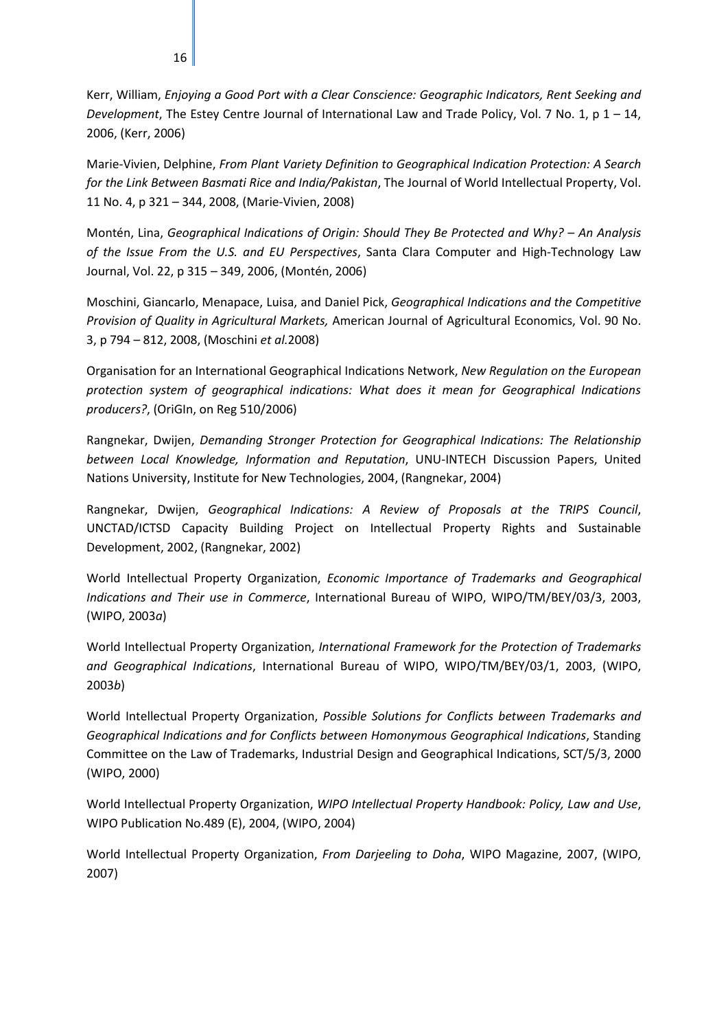Kerr, William, *Enjoying a Good Port with a Clear Conscience: Geographic Indicators, Rent Seeking and Development*, The Estey Centre Journal of International Law and Trade Policy, Vol. 7 No. 1, p 1 – 14, 2006, (Kerr, 2006)

Marie-Vivien, Delphine, *From Plant Variety Definition to Geographical Indication Protection: A Search for the Link Between Basmati Rice and India/Pakistan*, The Journal of World Intellectual Property, Vol. 11 No. 4, p 321 – 344, 2008, (Marie-Vivien, 2008)

Montén, Lina, *Geographical Indications of Origin: Should They Be Protected and Why? – An Analysis of the Issue From the U.S. and EU Perspectives*, Santa Clara Computer and High-Technology Law Journal, Vol. 22, p 315 – 349, 2006, (Montén, 2006)

Moschini, Giancarlo, Menapace, Luisa, and Daniel Pick, *Geographical Indications and the Competitive Provision of Quality in Agricultural Markets,* American Journal of Agricultural Economics, Vol. 90 No. 3, p 794 – 812, 2008, (Moschini *et al.*2008)

Organisation for an International Geographical Indications Network, *New Regulation on the European protection system of geographical indications: What does it mean for Geographical Indications producers?*, (OriGIn, on Reg 510/2006)

Rangnekar, Dwijen, *Demanding Stronger Protection for Geographical Indications: The Relationship between Local Knowledge, Information and Reputation*, UNU-INTECH Discussion Papers, United Nations University, Institute for New Technologies, 2004, (Rangnekar, 2004)

Rangnekar, Dwijen, *Geographical Indications: A Review of Proposals at the TRIPS Council*, UNCTAD/ICTSD Capacity Building Project on Intellectual Property Rights and Sustainable Development, 2002, (Rangnekar, 2002)

World Intellectual Property Organization, *Economic Importance of Trademarks and Geographical Indications and Their use in Commerce*, International Bureau of WIPO, WIPO/TM/BEY/03/3, 2003, (WIPO, 2003*a*)

World Intellectual Property Organization, *International Framework for the Protection of Trademarks and Geographical Indications*, International Bureau of WIPO, WIPO/TM/BEY/03/1, 2003, (WIPO, 2003*b*)

World Intellectual Property Organization, *Possible Solutions for Conflicts between Trademarks and Geographical Indications and for Conflicts between Homonymous Geographical Indications*, Standing Committee on the Law of Trademarks, Industrial Design and Geographical Indications, SCT/5/3, 2000 (WIPO, 2000)

World Intellectual Property Organization, *WIPO Intellectual Property Handbook: Policy, Law and Use*, WIPO Publication No.489 (E), 2004, (WIPO, 2004)

World Intellectual Property Organization, *From Darjeeling to Doha*, WIPO Magazine, 2007, (WIPO, 2007)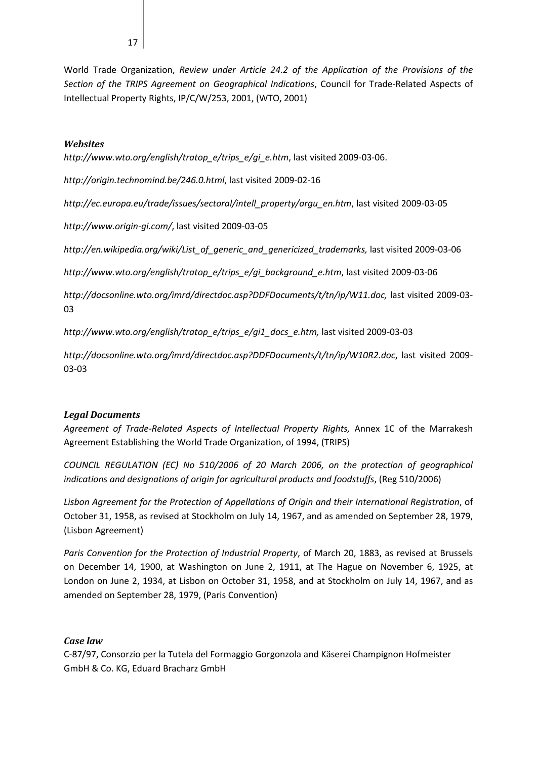World Trade Organization, *Review under Article 24.2 of the Application of the Provisions of the Section of the TRIPS Agreement on Geographical Indications*, Council for Trade-Related Aspects of Intellectual Property Rights, IP/C/W/253, 2001, (WTO, 2001)

### *Websites*

*http://www.wto.org/english/tratop_e/trips_e/gi_e.htm*, last visited 2009-03-06.

*http://origin.technomind.be/246.0.html*, last visited 2009-02-16

*http://ec.europa.eu/trade/issues/sectoral/intell_property/argu_en.htm*, last visited 2009-03-05

*http://www.origin-gi.com/*, last visited 2009-03-05

*http://en.wikipedia.org/wiki/List_of_generic_and_genericized_trademarks,* last visited 2009-03-06

*http://www.wto.org/english/tratop_e/trips_e/gi_background_e.htm*, last visited 2009-03-06

*http://docsonline.wto.org/imrd/directdoc.asp?DDFDocuments/t/tn/ip/W11.doc,* last visited 2009-03-03

*http://www.wto.org/english/tratop_e/trips_e/gi1_docs_e.htm,* last visited 2009-03-03

*http://docsonline.wto.org/imrd/directdoc.asp?DDFDocuments/t/tn/ip/W10R2.doc*, last visited 2009-03-03

### *Legal Documents*

*Agreement of Trade-Related Aspects of Intellectual Property Rights,* Annex 1C of the Marrakesh Agreement Establishing the World Trade Organization, of 1994, (TRIPS)

*COUNCIL REGULATION (EC) No 510/2006 of 20 March 2006, on the protection of geographical indications and designations of origin for agricultural products and foodstuffs*, (Reg 510/2006)

*Lisbon Agreement for the Protection of Appellations of Origin and their International Registration*, of October 31, 1958, as revised at Stockholm on July 14, 1967, and as amended on September 28, 1979, (Lisbon Agreement)

*Paris Convention for the Protection of Industrial Property*, of March 20, 1883, as revised at Brussels on December 14, 1900, at Washington on June 2, 1911, at The Hague on November 6, 1925, at London on June 2, 1934, at Lisbon on October 31, 1958, and at Stockholm on July 14, 1967, and as amended on September 28, 1979, (Paris Convention)

### *Case law*

C-87/97, Consorzio per la Tutela del Formaggio Gorgonzola and Käserei Champignon Hofmeister GmbH & Co. KG, Eduard Bracharz GmbH